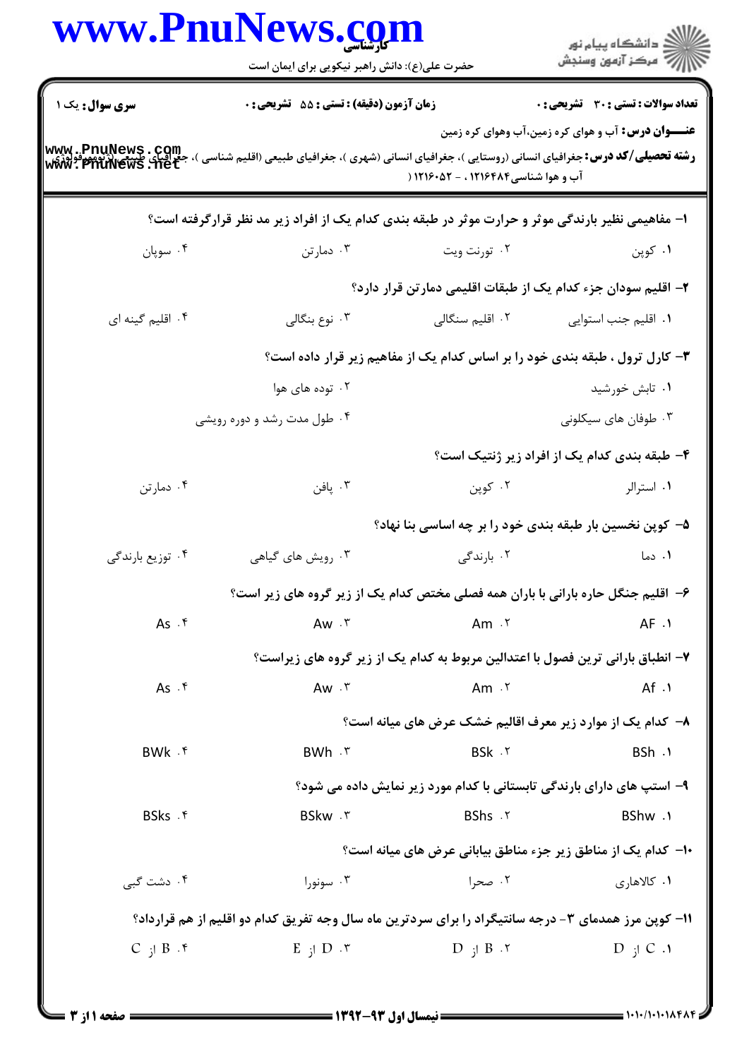**سری سؤال:** یک ۱ | **زمان آزمون (دقیقه) : تستی : ۵۵ تشریحی : ۰** | **تعداد سوالات : تستی : ۳۰ تشریحی : ۰**

**عنـــوان درس:** آب و هوای کره زمین،آب وهوای کره زمین

**رشته تحصیلی/کد درس:** جغرافیای انسانی (روستایی )، جغرافیای انسانی (شهری )، جغرافیای طبیعی (اقلیم شناسی )، جغرافیای طبیعی (ژئومورفولوژی) آب و هوا شناسی۱۲۱۶۴۸۴ ، - ۱۲۱۶۰۵۲ (

۱- مفاهیمی نظیر بارندگی موثر و حرارت موثر در طبقه بندی کدام یک از افراد زیر مد نظر قرارگرفته است؟

۱. کوپن ۲. تورنت ویت ۳. دمارتن ۴. سوپان

۲- اقلیم سودان جزء کدام یک از طبقات اقلیمی دمارتن قرار دارد؟

۱. اقلیم جنب استوایی ۲. اقلیم سنگالی ۳. نوع بنگالی ۴. اقلیم گینه ای

۳- کارل ترول ، طبقه بندی خود را بر اساس کدام یک از مفاهیم زیر قرار داده است؟

۱. تابش خورشید ۲. توده های هوا ۳. طوفان های سیکلونی ۴. طول مدت رشد و دوره رویشی

۴- طبقه بندی کدام یک از افراد زیر ژنتیک است؟

۱. استرالر ۲. کوپن ۳. پافن ۴. دمارتن

۵- کوپن نخستین بار طبقه بندی خود را بر چه اساسی بنا نهاد؟

۱. دما ۲. بارندگی ۳. رویش های گیاهی ۴. توزیع بارندگی

۶- اقلیم جنگل حاره بارانی با باران همه فصلی مختص کدام یک از زیر گروه های زیر است؟

۱. AF ۲. Am ۳. Aw ۴. As

۷- انطباق بارانی ترین فصول با اعتدالین مربوط به کدام یک از زیر گروه های زیراست؟

۱. Af ۲. Am ۳. Aw ۴. As

۸- کدام یک از موارد زیر معرف اقالیم خشک عرض های میانه است؟

۱. BSh ۲. BSk ۳. BWh ۴. BWk

۹- استپ های دارای بارندگی تابستانی با کدام مورد زیر نمایش داده می شود؟

۱. BShw ۲. BShs ۳. BSkw ۴. BSks

۱۰- کدام یک از مناطق زیر جزء مناطق بیابانی عرض های میانه است؟

۱. کالاهاری ۲. صحرا ۳. سونورا ۴. دشت گبی

۱۱- کوپن مرز همدمای ۳- درجه سانتیگراد را برای سردترین ماه سال وجه تفریق کدام دو اقلیم از هم قرارداد؟

۱. C از D ۲. B از D ۳. D از E ۴. B از C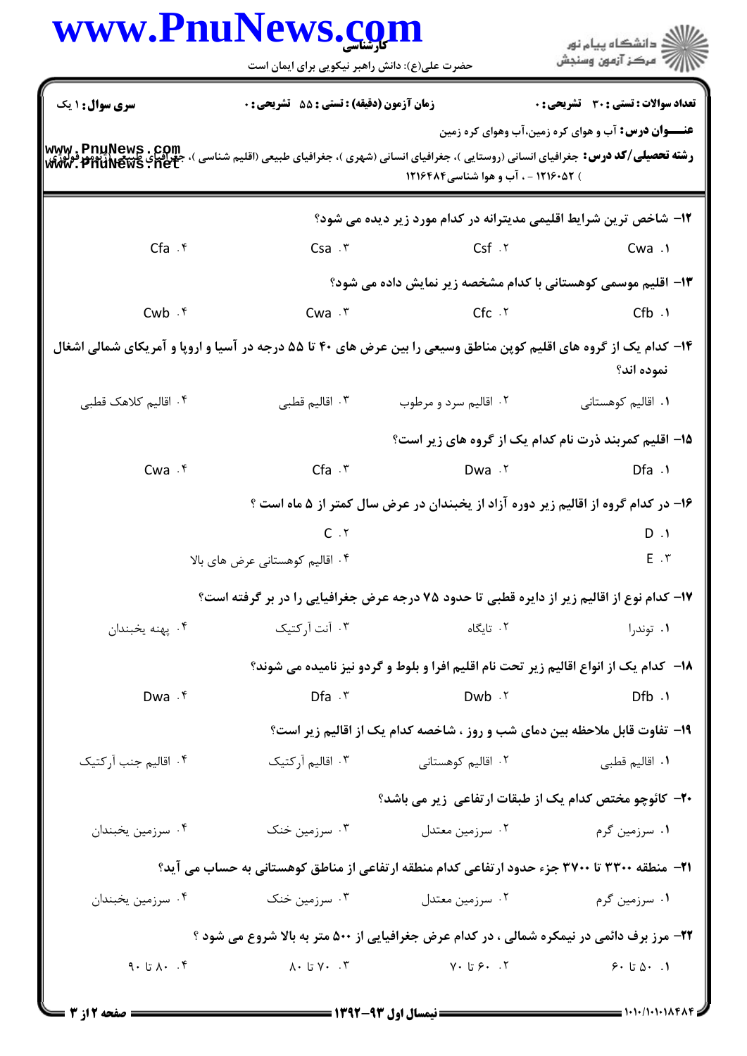**سری سوال:** ۱ یک　　**زمان آزمون (دقیقه) : تستی :** ۵۵ **تشریحی :** ۰　　**تعداد سوالات : تستی :** ۳۰ **تشریحی :** ۰

**عنـــوان درس:** آب و هوای کره زمین،آب وهوای کره زمین

**رشته تحصیلی/کد درس:** جغرافیای انسانی (روستایی )، جغرافیای انسانی (شهری )، جغرافیای طبیعی (اقلیم شناسی )، جغرافیای طبیعی (ژئومورفولوژی ) ۱۲۱۶۰۵۲ - ، آب و هوا شناسی۱۲۱۶۴۸۴

۱۲- شاخص ترین شرایط اقلیمی مدیترانه در کدام مورد زیر دیده می شود؟

۱. Cwa　　۲. Csf　　۳. Csa　　۴. Cfa

۱۳- اقلیم موسمی کوهستانی با کدام مشخصه زیر نمایش داده می شود؟

۱. Cfb　　۲. Cfc　　۳. Cwa　　۴. Cwb

۱۴- کدام یک از گروه های اقلیم کوپن مناطق وسیعی را بین عرض های ۴۰ تا ۵۵ درجه در آسیا و اروپا و آمریکای شمالی اشغال نموده اند؟

۱. اقالیم کوهستانی　　۲. اقالیم سرد و مرطوب　　۳. اقالیم قطبی　　۴. اقالیم کلاهک قطبی

۱۵- اقلیم کمربند ذرت نام کدام یک از گروه های زیر است؟

۱. Dfa　　۲. Dwa　　۳. Cfa　　۴. Cwa

۱۶- در کدام گروه از اقالیم زیر دوره آزاد از یخبندان در عرض سال کمتر از ۵ ماه است ؟

۱. D　　۲. C　　۳. E　　۴. اقالیم کوهستانی عرض های بالا

۱۷- کدام نوع از اقالیم زیر از دایره قطبی تا حدود ۷۵ درجه عرض جغرافیایی را در بر گرفته است؟

۱. توندرا　　۲. تایگاه　　۳. آنت آرکتیک　　۴. پهنه یخبندان

۱۸- کدام یک از انواع اقالیم زیر تحت نام اقلیم افرا و بلوط و گردو نیز نامیده می شوند؟

۱. Dfb　　۲. Dwb　　۳. Dfa　　۴. Dwa

۱۹- تفاوت قابل ملاحظه بین دمای شب و روز ، شاخصه کدام یک از اقالیم زیر است؟

۱. اقالیم قطبی　　۲. اقالیم کوهستانی　　۳. اقالیم آرکتیک　　۴. اقالیم جنب آرکتیک

۲۰- کائوچو مختص کدام یک از طبقات ارتفاعی زیر می باشد؟

۱. سرزمین گرم　　۲. سرزمین معتدل　　۳. سرزمین خنک　　۴. سرزمین یخبندان

۲۱- منطقه ۳۳۰۰ تا ۳۷۰۰ جزء حدود ارتفاعی کدام منطقه ارتفاعی از مناطق کوهستانی به حساب می آید؟

۱. سرزمین گرم　　۲. سرزمین معتدل　　۳. سرزمین خنک　　۴. سرزمین یخبندان

۲۲- مرز برف دائمی در نیمکره شمالی ، در کدام عرض جغرافیایی از ۵۰۰ متر به بالا شروع می شود ؟

۱. ۵۰ تا ۶۰　　۲. ۶۰ تا ۷۰　　۳. ۷۰ تا ۸۰　　۴. ۸۰ تا ۹۰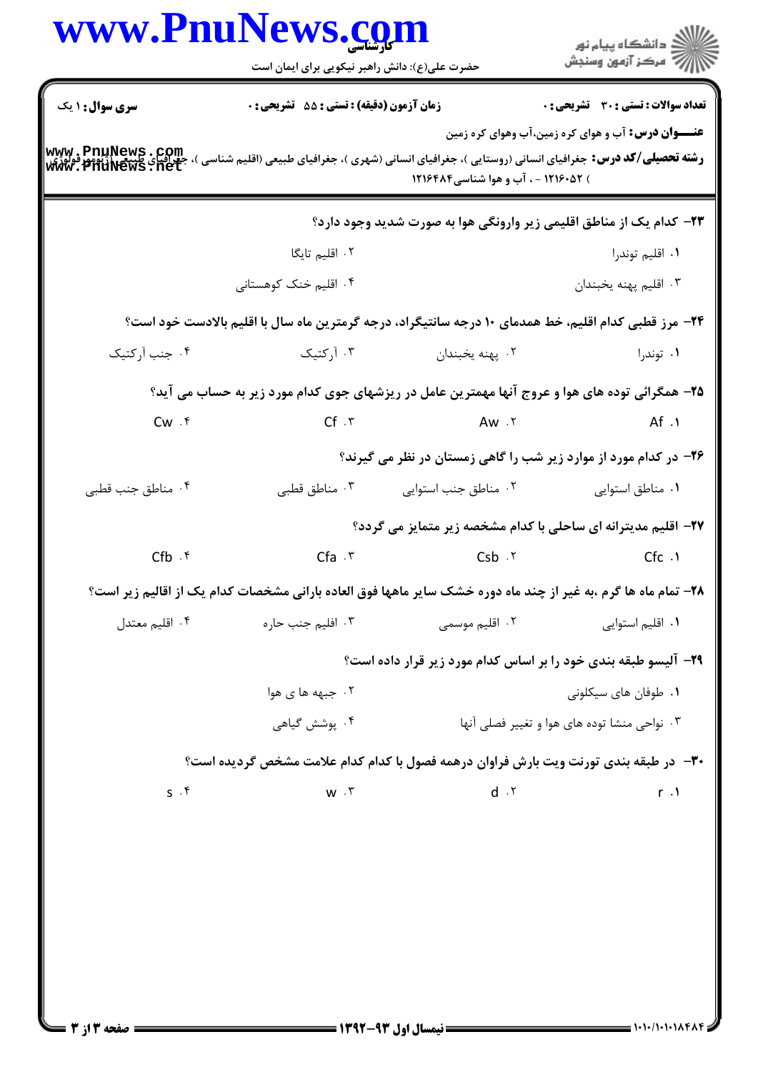**سری سوال:** ۱ یک

**زمان آزمون (دقیقه) : تستی : ۵۵ تشریحی : ۰**

**تعداد سوالات : تستی : ۳۰ تشریحی : ۰**

**عنـــوان درس:** آب و هوای کره زمین،آب وهوای کره زمین

**رشته تحصیلی/کد درس:** جغرافیای انسانی (روستایی )، جغرافیای انسانی (شهری )، جغرافیای طبیعی (اقلیم شناسی )، جغرافیای طبیعی (ژئومورفولوژی ) ۱۲۱۶۰۵۲ - ، آب و هوا شناسی۱۲۱۶۴۸۴

۲۳- کدام یک از مناطق اقلیمی زیر وارونگی هوا به صورت شدید وجود دارد؟

۱. اقلیم توندرا
۲. اقلیم تایگا
۳. اقلیم پهنه یخبندان
۴. اقلیم خنک کوهستانی

۲۴- مرز قطبی کدام اقلیم، خط همدمای ۱۰ درجه سانتیگراد، درجه گرمترین ماه سال با اقلیم بالادست خود است؟

۱. توندرا
۲. پهنه یخبندان
۳. آرکتیک
۴. جنب آرکتیک

۲۵- همگرائی توده های هوا و عروج آنها مهمترین عامل در ریزشهای جوی کدام مورد زیر به حساب می آید؟

۱. Af
۲. Aw
۳. Cf
۴. Cw

۲۶- در کدام مورد از موارد زیر شب را گاهی زمستان در نظر می گیرند؟

۱. مناطق استوایی
۲. مناطق جنب استوایی
۳. مناطق قطبی
۴. مناطق جنب قطبی

۲۷- اقلیم مدیترانه ای ساحلی با کدام مشخصه زیر متمایز می گردد؟

۱. Cfc
۲. Csb
۳. Cfa
۴. Cfb

۲۸- تمام ماه ها گرم ،به غیر از چند ماه دوره خشک سایر ماهها فوق العاده بارانی مشخصات کدام یک از اقالیم زیر است؟

۱. اقلیم استوایی
۲. اقلیم موسمی
۳. اقلیم جنب حاره
۴. اقلیم معتدل

۲۹- آلیسو طبقه بندی خود را بر اساس کدام مورد زیر قرار داده است؟

۱. طوفان های سیکلونی
۲. جبهه ها ی هوا
۳. نواحی منشا توده های هوا و تغییر فصلی آنها
۴. پوشش گیاهی

۳۰- در طبقه بندی تورنت ویت بارش فراوان درهمه فصول با کدام کدام علامت مشخص گردیده است؟

۱. r
۲. d
۳. w
۴. s